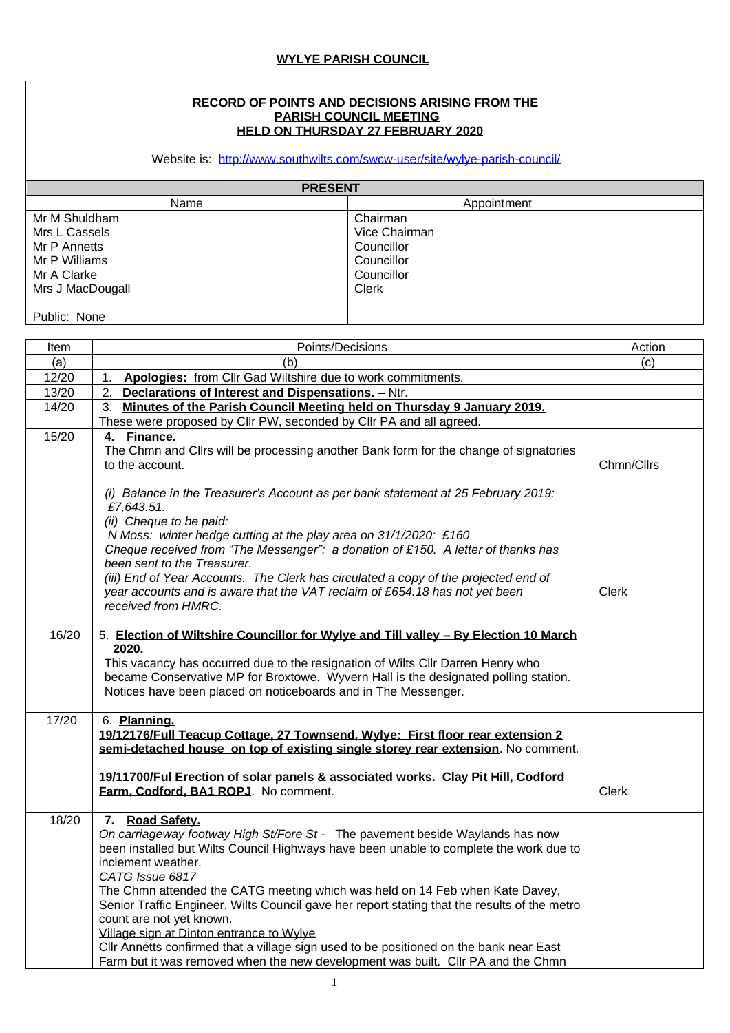**WYLYE PARISH COUNCIL**

**RECORD OF POINTS AND DECISIONS ARISING FROM THE PARISH COUNCIL MEETING HELD ON THURSDAY 27 FEBRUARY 2020**

Website is: http://www.southwilts.com/swcw-user/site/wylye-parish-council/

| PRESENT | |
|---|---|
| Name | Appointment |
| Mr M Shuldham | Chairman |
| Mrs L Cassels | Vice Chairman |
| Mr P Annetts | Councillor |
| Mr P Williams | Councillor |
| Mr A Clarke | Councillor |
| Mrs J MacDougall | Clerk |
| Public: None | |

| Item | Points/Decisions | Action |
|---|---|---|
| (a) | (b) | (c) |
| 12/20 | 1. **Apologies:** from Cllr Gad Wiltshire due to work commitments. | |
| 13/20 | 2. **Declarations of Interest and Dispensations.** – Ntr. | |
| 14/20 | 3. **Minutes of the Parish Council Meeting held on Thursday 9 January 2019.** These were proposed by Cllr PW, seconded by Cllr PA and all agreed. | |
| 15/20 | 4. **Finance.** The Chmn and Cllrs will be processing another Bank form for the change of signatories to the account. | Chmn/Cllrs |
| | *(i) Balance in the Treasurer's Account as per bank statement at 25 February 2019: £7,643.51.* *(ii) Cheque to be paid:* *N Moss: winter hedge cutting at the play area on 31/1/2020: £160* *Cheque received from "The Messenger": a donation of £150. A letter of thanks has been sent to the Treasurer.* *(iii) End of Year Accounts. The Clerk has circulated a copy of the projected end of year accounts and is aware that the VAT reclaim of £654.18 has not yet been received from HMRC.* | Clerk |
| 16/20 | 5. **Election of Wiltshire Councillor for Wylye and Till valley – By Election 10 March 2020.** This vacancy has occurred due to the resignation of Wilts Cllr Darren Henry who became Conservative MP for Broxtowe. Wyvern Hall is the designated polling station. Notices have been placed on noticeboards and in The Messenger. | |
| 17/20 | 6. **Planning.** **19/12176/Full Teacup Cottage, 27 Townsend, Wylye: First floor rear extension 2 semi-detached house on top of existing single storey rear extension**. No comment. **19/11700/Ful Erection of solar panels & associated works. Clay Pit Hill, Codford Farm, Codford, BA1 ROPJ**. No comment. | Clerk |
| 18/20 | 7. **Road Safety.** *On carriageway footway High St/Fore St -* The pavement beside Waylands has now been installed but Wilts Council Highways have been unable to complete the work due to inclement weather. *CATG Issue 6817* The Chmn attended the CATG meeting which was held on 14 Feb when Kate Davey, Senior Traffic Engineer, Wilts Council gave her report stating that the results of the metro count are not yet known. Village sign at Dinton entrance to Wylye Cllr Annetts confirmed that a village sign used to be positioned on the bank near East Farm but it was removed when the new development was built. Cllr PA and the Chmn | |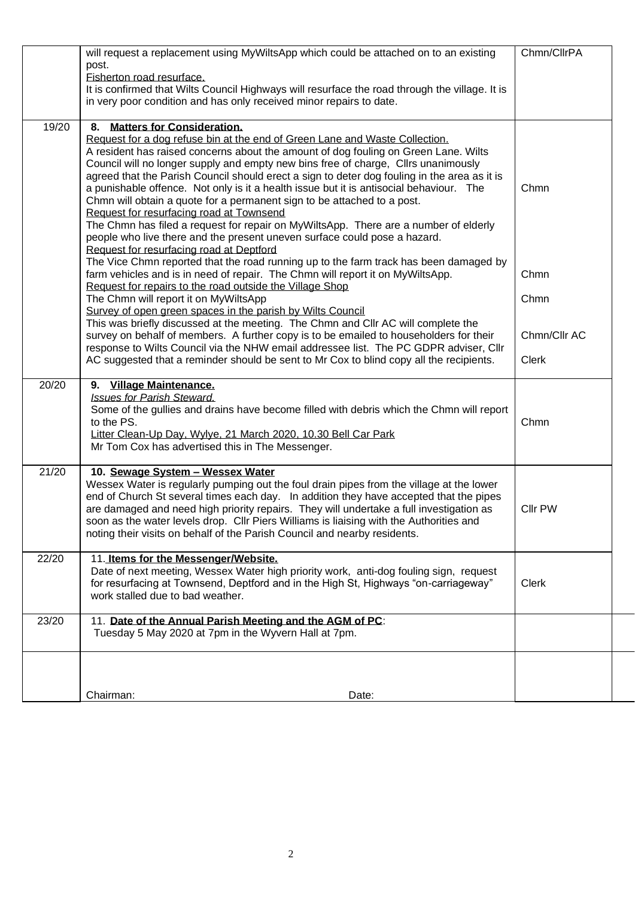| | | |
|---|---|---|
| | will request a replacement using MyWiltsApp which could be attached on to an existing post.<br>Fisherton road resurface.<br>It is confirmed that Wilts Council Highways will resurface the road through the village. It is in very poor condition and has only received minor repairs to date. | Chmn/CllrPA |
| 19/20 | **8. Matters for Consideration.**<br>Request for a dog refuse bin at the end of Green Lane and Waste Collection.<br>A resident has raised concerns about the amount of dog fouling on Green Lane. Wilts Council will no longer supply and empty new bins free of charge, Cllrs unanimously agreed that the Parish Council should erect a sign to deter dog fouling in the area as it is a punishable offence. Not only is it a health issue but it is antisocial behaviour. The Chmn will obtain a quote for a permanent sign to be attached to a post.<br>Request for resurfacing road at Townsend<br>The Chmn has filed a request for repair on MyWiltsApp. There are a number of elderly people who live there and the present uneven surface could pose a hazard.<br>Request for resurfacing road at Deptford<br>The Vice Chmn reported that the road running up to the farm track has been damaged by farm vehicles and is in need of repair. The Chmn will report it on MyWiltsApp.<br>Request for repairs to the road outside the Village Shop<br>The Chmn will report it on MyWiltsApp<br>Survey of open green spaces in the parish by Wilts Council<br>This was briefly discussed at the meeting. The Chmn and Cllr AC will complete the survey on behalf of members. A further copy is to be emailed to householders for their response to Wilts Council via the NHW email addressee list. The PC GDPR adviser, Cllr AC suggested that a reminder should be sent to Mr Cox to blind copy all the recipients. | Chmn<br><br>Chmn<br>Chmn<br><br>Chmn/Cllr AC<br>Clerk |
| 20/20 | **9. Village Maintenance.**<br>*Issues for Parish Steward.*<br>Some of the gullies and drains have become filled with debris which the Chmn will report to the PS.<br>Litter Clean-Up Day, Wylye, 21 March 2020, 10.30 Bell Car Park<br>Mr Tom Cox has advertised this in The Messenger. | Chmn |
| 21/20 | **10. Sewage System – Wessex Water**<br>Wessex Water is regularly pumping out the foul drain pipes from the village at the lower end of Church St several times each day. In addition they have accepted that the pipes are damaged and need high priority repairs. They will undertake a full investigation as soon as the water levels drop. Cllr Piers Williams is liaising with the Authorities and noting their visits on behalf of the Parish Council and nearby residents. | Cllr PW |
| 22/20 | 11. **Items for the Messenger/Website.**<br>Date of next meeting, Wessex Water high priority work, anti-dog fouling sign, request for resurfacing at Townsend, Deptford and in the High St, Highways "on-carriageway" work stalled due to bad weather. | Clerk |
| 23/20 | 11. **Date of the Annual Parish Meeting and the AGM of PC**:<br>Tuesday 5 May 2020 at 7pm in the Wyvern Hall at 7pm. | |
| | Chairman: Date: | |